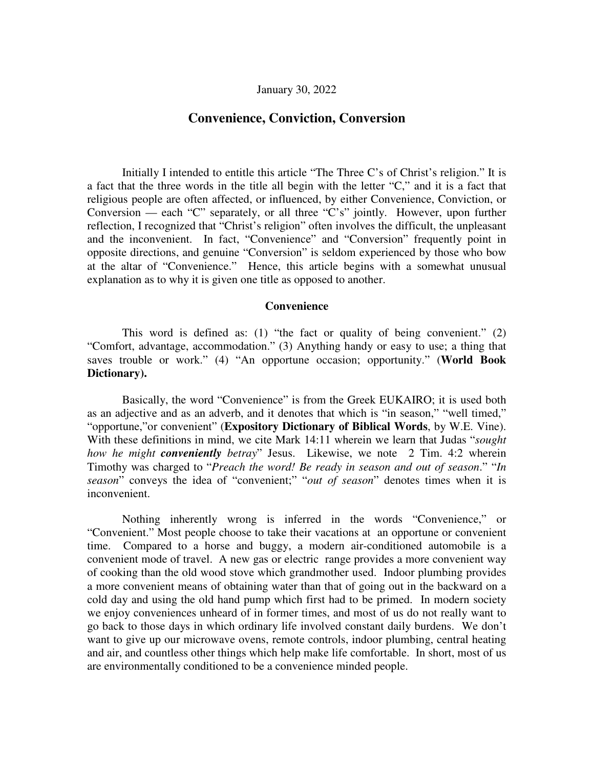January 30, 2022

# Convenience, Conviction, Conversion

Initially I intended to entitle this article "The Three C's of Christ's religion." It is a fact that the three words in the title all begin with the letter "C," and it is a fact that religious people are often affected, or influenced, by either Convenience, Conviction, or Conversion — each "C" separately, or all three "C's" jointly. However, upon further reflection, I recognized that "Christ's religion" often involves the difficult, the unpleasant and the inconvenient. In fact, "Convenience" and "Conversion" frequently point in opposite directions, and genuine "Conversion" is seldom experienced by those who bow at the altar of "Convenience." Hence, this article begins with a somewhat unusual explanation as to why it is given one title as opposed to another.

## Convenience

This word is defined as: (1) "the fact or quality of being convenient." (2) "Comfort, advantage, accommodation." (3) Anything handy or easy to use; a thing that saves trouble or work." (4) "An opportune occasion; opportunity." (**World Book Dictionary).**

Basically, the word "Convenience" is from the Greek EUKAIRO; it is used both as an adjective and as an adverb, and it denotes that which is "in season," "well timed," "opportune,"or convenient" (**Expository Dictionary of Biblical Words**, by W.E. Vine). With these definitions in mind, we cite Mark 14:11 wherein we learn that Judas "*sought how he might **conveniently** betray*" Jesus. Likewise, we note 2 Tim. 4:2 wherein Timothy was charged to "*Preach the word! Be ready in season and out of season*." "*In season*" conveys the idea of "convenient;" "*out of season*" denotes times when it is inconvenient.

Nothing inherently wrong is inferred in the words "Convenience," or "Convenient." Most people choose to take their vacations at an opportune or convenient time. Compared to a horse and buggy, a modern air-conditioned automobile is a convenient mode of travel. A new gas or electric range provides a more convenient way of cooking than the old wood stove which grandmother used. Indoor plumbing provides a more convenient means of obtaining water than that of going out in the backward on a cold day and using the old hand pump which first had to be primed. In modern society we enjoy conveniences unheard of in former times, and most of us do not really want to go back to those days in which ordinary life involved constant daily burdens. We don't want to give up our microwave ovens, remote controls, indoor plumbing, central heating and air, and countless other things which help make life comfortable. In short, most of us are environmentally conditioned to be a convenience minded people.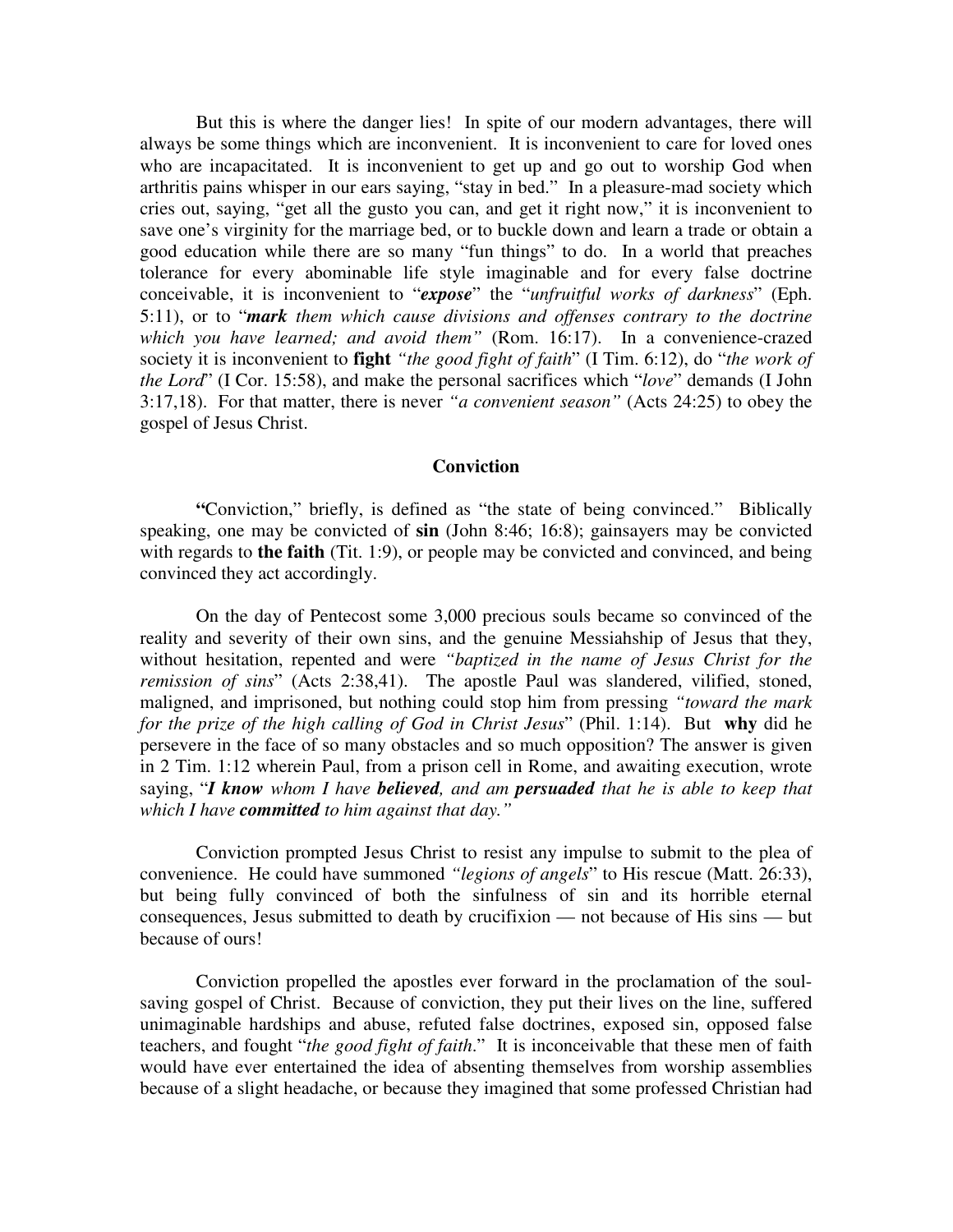But this is where the danger lies! In spite of our modern advantages, there will always be some things which are inconvenient. It is inconvenient to care for loved ones who are incapacitated. It is inconvenient to get up and go out to worship God when arthritis pains whisper in our ears saying, "stay in bed." In a pleasure-mad society which cries out, saying, "get all the gusto you can, and get it right now," it is inconvenient to save one's virginity for the marriage bed, or to buckle down and learn a trade or obtain a good education while there are so many "fun things" to do. In a world that preaches tolerance for every abominable life style imaginable and for every false doctrine conceivable, it is inconvenient to "***expose***" the "*unfruitful works of darkness*" (Eph. 5:11), or to "***mark** them which cause divisions and offenses contrary to the doctrine which you have learned; and avoid them"* (Rom. 16:17). In a convenience-crazed society it is inconvenient to **fight** *"the good fight of faith*" (I Tim. 6:12), do "*the work of the Lord*" (I Cor. 15:58), and make the personal sacrifices which "*love*" demands (I John 3:17,18). For that matter, there is never *"a convenient season"* (Acts 24:25) to obey the gospel of Jesus Christ.

## Conviction

**"**Conviction," briefly, is defined as "the state of being convinced." Biblically speaking, one may be convicted of **sin** (John 8:46; 16:8); gainsayers may be convicted with regards to **the faith** (Tit. 1:9), or people may be convicted and convinced, and being convinced they act accordingly.

On the day of Pentecost some 3,000 precious souls became so convinced of the reality and severity of their own sins, and the genuine Messiahship of Jesus that they, without hesitation, repented and were *"baptized in the name of Jesus Christ for the remission of sins*" (Acts 2:38,41). The apostle Paul was slandered, vilified, stoned, maligned, and imprisoned, but nothing could stop him from pressing *"toward the mark for the prize of the high calling of God in Christ Jesus*" (Phil. 1:14). But **why** did he persevere in the face of so many obstacles and so much opposition? The answer is given in 2 Tim. 1:12 wherein Paul, from a prison cell in Rome, and awaiting execution, wrote saying, "***I know** whom I have **believed**, and am **persuaded** that he is able to keep that which I have **committed** to him against that day."*

Conviction prompted Jesus Christ to resist any impulse to submit to the plea of convenience. He could have summoned *"legions of angels*" to His rescue (Matt. 26:33), but being fully convinced of both the sinfulness of sin and its horrible eternal consequences, Jesus submitted to death by crucifixion — not because of His sins — but because of ours!

Conviction propelled the apostles ever forward in the proclamation of the soul-saving gospel of Christ. Because of conviction, they put their lives on the line, suffered unimaginable hardships and abuse, refuted false doctrines, exposed sin, opposed false teachers, and fought "*the good fight of faith*." It is inconceivable that these men of faith would have ever entertained the idea of absenting themselves from worship assemblies because of a slight headache, or because they imagined that some professed Christian had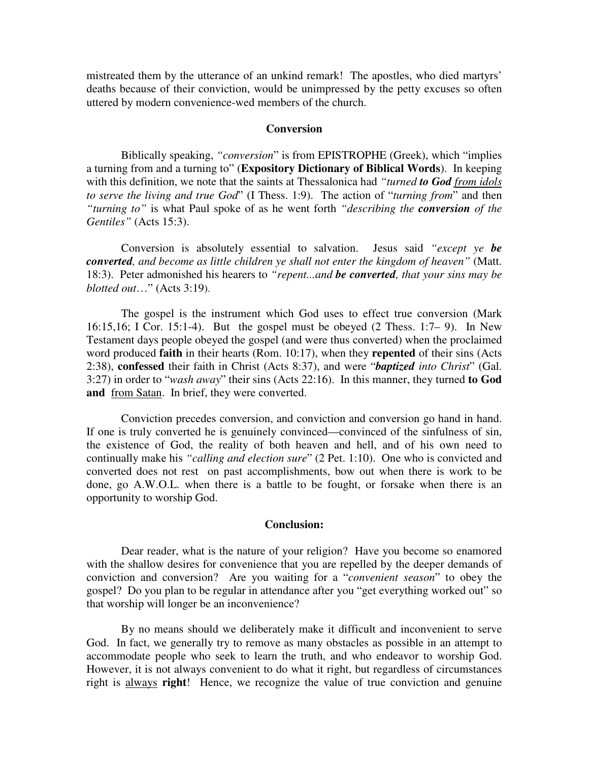mistreated them by the utterance of an unkind remark! The apostles, who died martyrs' deaths because of their conviction, would be unimpressed by the petty excuses so often uttered by modern convenience-wed members of the church.

**Conversion**

Biblically speaking, *"conversion*" is from EPISTROPHE (Greek), which "implies a turning from and a turning to" (**Expository Dictionary of Biblical Words**). In keeping with this definition, we note that the saints at Thessalonica had *"turned **to God** <u>from idols</u> to serve the living and true God*" (I Thess. 1:9). The action of "*turning from*" and then *"turning to"* is what Paul spoke of as he went forth *"describing the **conversion** of the Gentiles"* (Acts 15:3).

Conversion is absolutely essential to salvation. Jesus said *"except ye **be converted**, and become as little children ye shall not enter the kingdom of heaven"* (Matt. 18:3). Peter admonished his hearers to *"repent...and **be converted**, that your sins may be blotted out*…" (Acts 3:19).

The gospel is the instrument which God uses to effect true conversion (Mark 16:15,16; I Cor. 15:1-4). But the gospel must be obeyed (2 Thess. 1:7– 9). In New Testament days people obeyed the gospel (and were thus converted) when the proclaimed word produced **faith** in their hearts (Rom. 10:17), when they **repented** of their sins (Acts 2:38), **confessed** their faith in Christ (Acts 8:37), and were "***baptized** into Christ*" (Gal. 3:27) in order to "*wash away*" their sins (Acts 22:16). In this manner, they turned **to God and** <u>from Satan</u>. In brief, they were converted.

Conviction precedes conversion, and conviction and conversion go hand in hand. If one is truly converted he is genuinely convinced—convinced of the sinfulness of sin, the existence of God, the reality of both heaven and hell, and of his own need to continually make his *"calling and election sure*" (2 Pet. 1:10). One who is convicted and converted does not rest on past accomplishments, bow out when there is work to be done, go A.W.O.L. when there is a battle to be fought, or forsake when there is an opportunity to worship God.

**Conclusion:**

Dear reader, what is the nature of your religion? Have you become so enamored with the shallow desires for convenience that you are repelled by the deeper demands of conviction and conversion? Are you waiting for a "*convenient season*" to obey the gospel? Do you plan to be regular in attendance after you "get everything worked out" so that worship will longer be an inconvenience?

By no means should we deliberately make it difficult and inconvenient to serve God. In fact, we generally try to remove as many obstacles as possible in an attempt to accommodate people who seek to learn the truth, and who endeavor to worship God. However, it is not always convenient to do what it right, but regardless of circumstances right is <u>always</u> **right**! Hence, we recognize the value of true conviction and genuine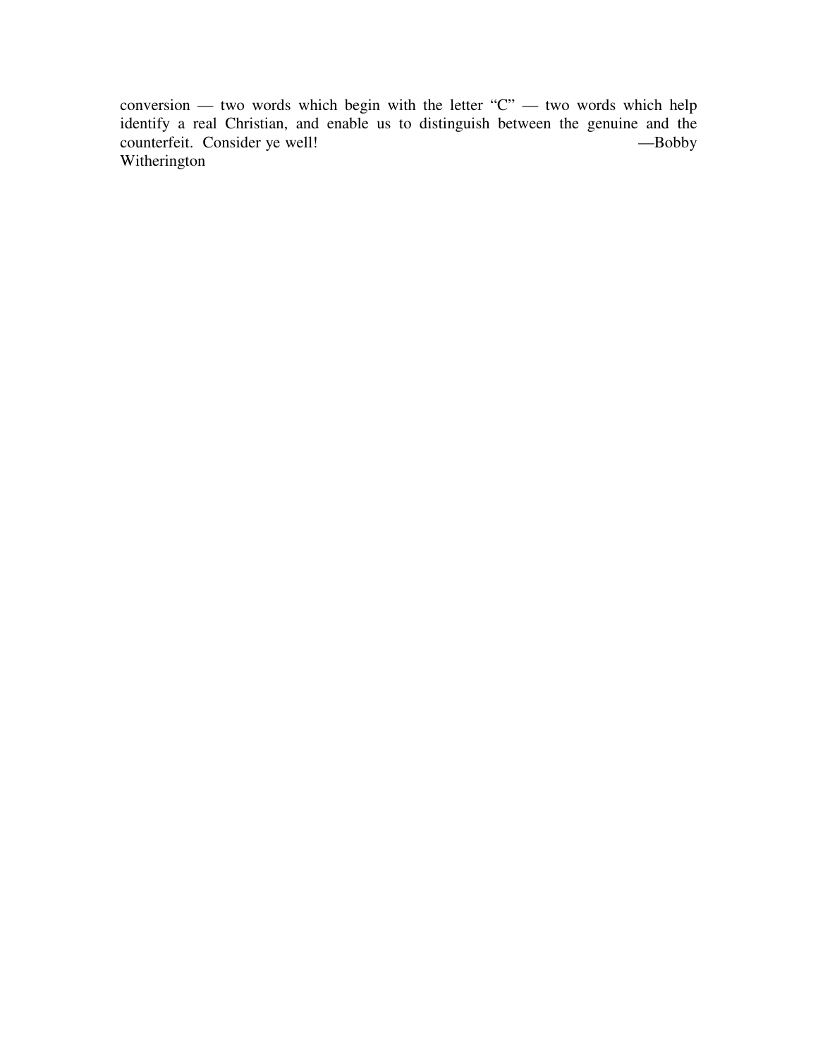conversion — two words which begin with the letter "C" — two words which help identify a real Christian, and enable us to distinguish between the genuine and the counterfeit. Consider ye well!

—Bobby Witherington